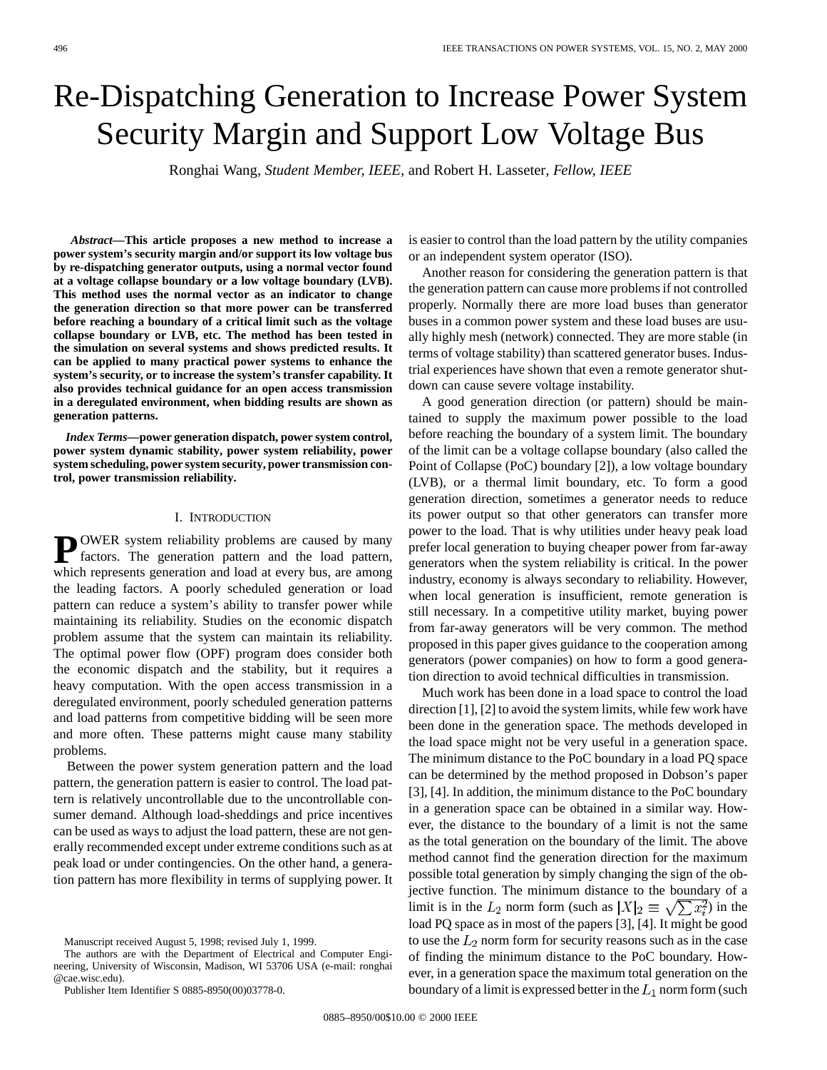# Re-Dispatching Generation to Increase Power System Security Margin and Support Low Voltage Bus

Ronghai Wang, *Student Member, IEEE*, and Robert H. Lasseter, *Fellow, IEEE*

***Abstract*—This article proposes a new method to increase a power system's security margin and/or support its low voltage bus by re-dispatching generator outputs, using a normal vector found at a voltage collapse boundary or a low voltage boundary (LVB). This method uses the normal vector as an indicator to change the generation direction so that more power can be transferred before reaching a boundary of a critical limit such as the voltage collapse boundary or LVB, etc. The method has been tested in the simulation on several systems and shows predicted results. It can be applied to many practical power systems to enhance the system's security, or to increase the system's transfer capability. It also provides technical guidance for an open access transmission in a deregulated environment, when bidding results are shown as generation patterns.**

***Index Terms*—power generation dispatch, power system control, power system dynamic stability, power system reliability, power system scheduling, power system security, power transmission control, power transmission reliability.**

## I. Introduction

POWER system reliability problems are caused by many factors. The generation pattern and the load pattern, which represents generation and load at every bus, are among the leading factors. A poorly scheduled generation or load pattern can reduce a system's ability to transfer power while maintaining its reliability. Studies on the economic dispatch problem assume that the system can maintain its reliability. The optimal power flow (OPF) program does consider both the economic dispatch and the stability, but it requires a heavy computation. With the open access transmission in a deregulated environment, poorly scheduled generation patterns and load patterns from competitive bidding will be seen more and more often. These patterns might cause many stability problems.

Between the power system generation pattern and the load pattern, the generation pattern is easier to control. The load pattern is relatively uncontrollable due to the uncontrollable consumer demand. Although load-sheddings and price incentives can be used as ways to adjust the load pattern, these are not generally recommended except under extreme conditions such as at peak load or under contingencies. On the other hand, a generation pattern has more flexibility in terms of supplying power. It is easier to control than the load pattern by the utility companies or an independent system operator (ISO).

Another reason for considering the generation pattern is that the generation pattern can cause more problems if not controlled properly. Normally there are more load buses than generator buses in a common power system and these load buses are usually highly mesh (network) connected. They are more stable (in terms of voltage stability) than scattered generator buses. Industrial experiences have shown that even a remote generator shutdown can cause severe voltage instability.

A good generation direction (or pattern) should be maintained to supply the maximum power possible to the load before reaching the boundary of a system limit. The boundary of the limit can be a voltage collapse boundary (also called the Point of Collapse (PoC) boundary [2]), a low voltage boundary (LVB), or a thermal limit boundary, etc. To form a good generation direction, sometimes a generator needs to reduce its power output so that other generators can transfer more power to the load. That is why utilities under heavy peak load prefer local generation to buying cheaper power from far-away generators when the system reliability is critical. In the power industry, economy is always secondary to reliability. However, when local generation is insufficient, remote generation is still necessary. In a competitive utility market, buying power from far-away generators will be very common. The method proposed in this paper gives guidance to the cooperation among generators (power companies) on how to form a good generation direction to avoid technical difficulties in transmission.

Much work has been done in a load space to control the load direction [1], [2] to avoid the system limits, while few work have been done in the generation space. The methods developed in the load space might not be very useful in a generation space. The minimum distance to the PoC boundary in a load PQ space can be determined by the method proposed in Dobson's paper [3], [4]. In addition, the minimum distance to the PoC boundary in a generation space can be obtained in a similar way. However, the distance to the boundary of a limit is not the same as the total generation on the boundary of the limit. The above method cannot find the generation direction for the maximum possible total generation by simply changing the sign of the objective function. The minimum distance to the boundary of a limit is in the $L_2$ norm form (such as $|X|_2 \equiv \sqrt{\sum x_i^2}$) in the load PQ space as in most of the papers [3], [4]. It might be good to use the $L_2$ norm form for security reasons such as in the case of finding the minimum distance to the PoC boundary. However, in a generation space the maximum total generation on the boundary of a limit is expressed better in the $L_1$ norm form (such

Manuscript received August 5, 1998; revised July 1, 1999.

The authors are with the Department of Electrical and Computer Engineering, University of Wisconsin, Madison, WI 53706 USA (e-mail: ronghai@cae.wisc.edu).

Publisher Item Identifier S 0885-8950(00)03778-0.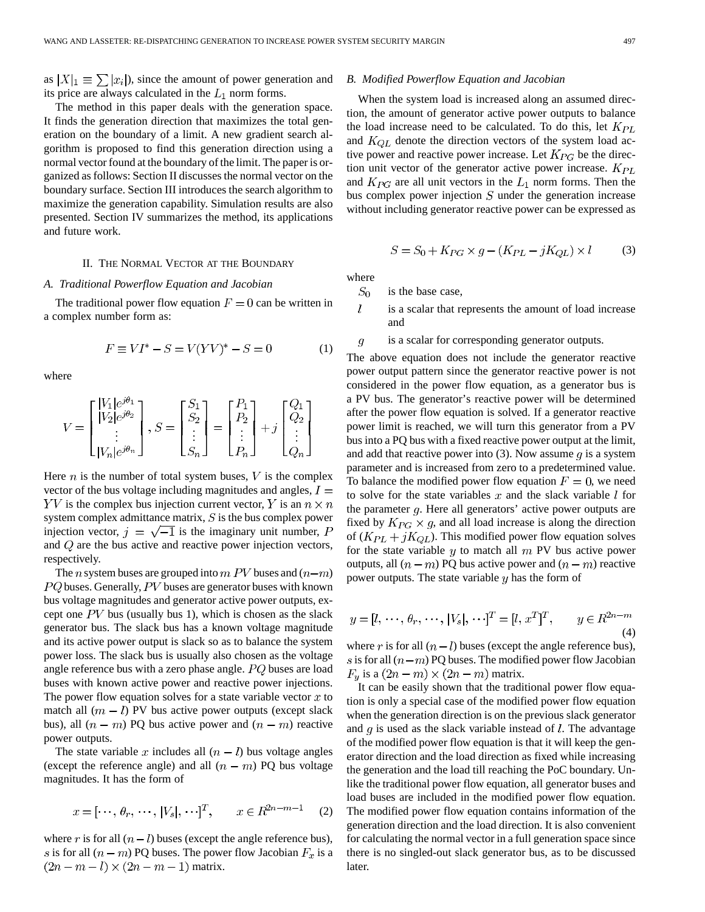as $|X|_1 \equiv \sum |x_i|$), since the amount of power generation and its price are always calculated in the $L_1$ norm forms.

The method in this paper deals with the generation space. It finds the generation direction that maximizes the total generation on the boundary of a limit. A new gradient search algorithm is proposed to find this generation direction using a normal vector found at the boundary of the limit. The paper is organized as follows: Section II discusses the normal vector on the boundary surface. Section III introduces the search algorithm to maximize the generation capability. Simulation results are also presented. Section IV summarizes the method, its applications and future work.

## II. The Normal Vector at the Boundary

### A. Traditional Powerflow Equation and Jacobian

The traditional power flow equation $F = 0$ can be written in a complex number form as:

$$F \equiv VI^* - S = V(YV)^* - S = 0 \tag{1}$$

where

$$V = \begin{bmatrix} |V_1|e^{j\theta_1} \\ |V_2|e^{j\theta_2} \\ \vdots \\ |V_n|e^{j\theta_n} \end{bmatrix}, S = \begin{bmatrix} S_1 \\ S_2 \\ \vdots \\ S_n \end{bmatrix} = \begin{bmatrix} P_1 \\ P_2 \\ \vdots \\ P_n \end{bmatrix} + j \begin{bmatrix} Q_1 \\ Q_2 \\ \vdots \\ Q_n \end{bmatrix}$$

Here $n$ is the number of total system buses, $V$ is the complex vector of the bus voltage including magnitudes and angles, $I = YV$ is the complex bus injection current vector, $Y$ is an $n \times n$ system complex admittance matrix, $S$ is the bus complex power injection vector, $j = \sqrt{-1}$ is the imaginary unit number, $P$ and $Q$ are the bus active and reactive power injection vectors, respectively.

The $n$ system buses are grouped into $m$ $PV$ buses and $(n-m)$ $PQ$ buses. Generally, $PV$ buses are generator buses with known bus voltage magnitudes and generator active power outputs, except one $PV$ bus (usually bus 1), which is chosen as the slack generator bus. The slack bus has a known voltage magnitude and its active power output is slack so as to balance the system power loss. The slack bus is usually also chosen as the voltage angle reference bus with a zero phase angle. $PQ$ buses are load buses with known active power and reactive power injections. The power flow equation solves for a state variable vector $x$ to match all $(m - l)$ PV bus active power outputs (except slack bus), all $(n - m)$ PQ bus active power and $(n - m)$ reactive power outputs.

The state variable $x$ includes all $(n - l)$ bus voltage angles (except the reference angle) and all $(n - m)$ PQ bus voltage magnitudes. It has the form of

$$x = [\cdots, \theta_r, \cdots, |V_s|, \cdots]^T, \qquad x \in R^{2n-m-1} \tag{2}$$

where $r$ is for all $(n - l)$ buses (except the angle reference bus), $s$ is for all $(n - m)$ PQ buses. The power flow Jacobian $F_x$ is a $(2n - m - l) \times (2n - m - 1)$ matrix.

### B. Modified Powerflow Equation and Jacobian

When the system load is increased along an assumed direction, the amount of generator active power outputs to balance the load increase need to be calculated. To do this, let $K_{PL}$ and $K_{QL}$ denote the direction vectors of the system load active power and reactive power increase. Let $K_{PG}$ be the direction unit vector of the generator active power increase. $K_{PL}$ and $K_{PG}$ are all unit vectors in the $L_1$ norm forms. Then the bus complex power injection $S$ under the generation increase without including generator reactive power can be expressed as

$$S = S_0 + K_{PG} \times g - (K_{PL} - jK_{QL}) \times l \tag{3}$$

where

- $S_0$ is the base case,
- $l$ is a scalar that represents the amount of load increase and
- $g$ is a scalar for corresponding generator outputs.

The above equation does not include the generator reactive power output pattern since the generator reactive power is not considered in the power flow equation, as a generator bus is a PV bus. The generator's reactive power will be determined after the power flow equation is solved. If a generator reactive power limit is reached, we will turn this generator from a PV bus into a PQ bus with a fixed reactive power output at the limit, and add that reactive power into (3). Now assume $g$ is a system parameter and is increased from zero to a predetermined value. To balance the modified power flow equation $F = 0$, we need to solve for the state variables $x$ and the slack variable $l$ for the parameter $g$. Here all generators' active power outputs are fixed by $K_{PG} \times g$, and all load increase is along the direction of $(K_{PL} + jK_{QL})$. This modified power flow equation solves for the state variable $y$ to match all $m$ PV bus active power outputs, all $(n - m)$ PQ bus active power and $(n - m)$ reactive power outputs. The state variable $y$ has the form of

$$y = [l, \cdots, \theta_r, \cdots, |V_s|, \cdots]^T = [l, x^T]^T, \qquad y \in R^{2n-m} \tag{4}$$

where $r$ is for all $(n - l)$ buses (except the angle reference bus), $s$ is for all $(n-m)$ PQ buses. The modified power flow Jacobian $F_y$ is a $(2n - m) \times (2n - m)$ matrix.

It can be easily shown that the traditional power flow equation is only a special case of the modified power flow equation when the generation direction is on the previous slack generator and $g$ is used as the slack variable instead of $l$. The advantage of the modified power flow equation is that it will keep the generator direction and the load direction as fixed while increasing the generation and the load till reaching the PoC boundary. Unlike the traditional power flow equation, all generator buses and load buses are included in the modified power flow equation. The modified power flow equation contains information of the generation direction and the load direction. It is also convenient for calculating the normal vector in a full generation space since there is no singled-out slack generator bus, as to be discussed later.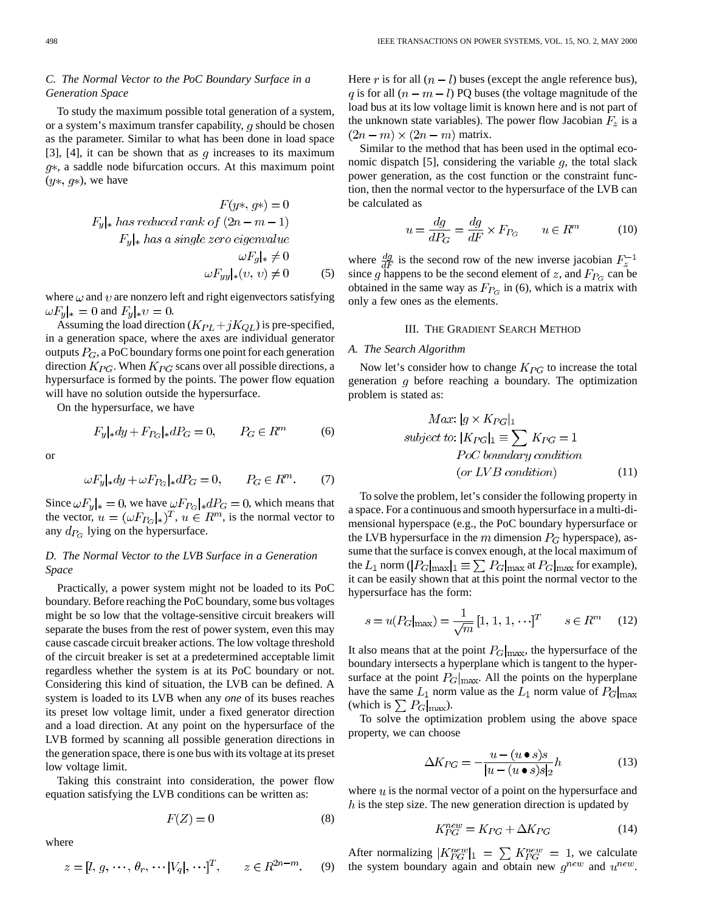### C. The Normal Vector to the PoC Boundary Surface in a Generation Space

To study the maximum possible total generation of a system, or a system's maximum transfer capability, $g$ should be chosen as the parameter. Similar to what has been done in load space [3], [4], it can be shown that as $g$ increases to its maximum $g*$, a saddle node bifurcation occurs. At this maximum point $(y*, g*)$, we have

$$
\begin{aligned}
F(y*, g*) &= 0 \\
F_y|_* \text{ has reduced rank of } (2n - m - 1) \\
F_y|_* \text{ has a single zero eigenvalue} \\
\omega F_g|_* &\neq 0 \\
\omega F_{yy}|_*(v, v) &\neq 0
\end{aligned} \tag{5}
$$

where $\omega$ and $v$ are nonzero left and right eigenvectors satisfying $\omega F_y|_* = 0$ and $F_y|_* v = 0$.

Assuming the load direction $(K_{PL} + jK_{QL})$ is pre-specified, in a generation space, where the axes are individual generator outputs $P_G$, a PoC boundary forms one point for each generation direction $K_{PG}$. When $K_{PG}$ scans over all possible directions, a hypersurface is formed by the points. The power flow equation will have no solution outside the hypersurface.

On the hypersurface, we have

$$
F_y|_* dy + F_{P_G}|_* dP_G = 0, \qquad P_G \in R^m \tag{6}
$$

or

$$
\omega F_y|_* dy + \omega F_{P_G}|_* dP_G = 0, \qquad P_G \in R^m. \tag{7}
$$

Since $\omega F_y|_* = 0$, we have $\omega F_{P_G}|_* dP_G = 0$, which means that the vector, $u = (\omega F_{P_G}|_*)^T$, $u \in R^m$, is the normal vector to any $d_{P_G}$ lying on the hypersurface.

### D. The Normal Vector to the LVB Surface in a Generation Space

Practically, a power system might not be loaded to its PoC boundary. Before reaching the PoC boundary, some bus voltages might be so low that the voltage-sensitive circuit breakers will separate the buses from the rest of power system, even this may cause cascade circuit breaker actions. The low voltage threshold of the circuit breaker is set at a predetermined acceptable limit regardless whether the system is at its PoC boundary or not. Considering this kind of situation, the LVB can be defined. A system is loaded to its LVB when any *one* of its buses reaches its preset low voltage limit, under a fixed generator direction and a load direction. At any point on the hypersurface of the LVB formed by scanning all possible generation directions in the generation space, there is one bus with its voltage at its preset low voltage limit.

Taking this constraint into consideration, the power flow equation satisfying the LVB conditions can be written as:

$$
F(Z) = 0 \tag{8}
$$

where

$$
z = [l, g, \cdots, \theta_r, \cdots |V_q|, \cdots]^T, \qquad z \in R^{2n-m}. \tag{9}
$$

Here $r$ is for all $(n - l)$ buses (except the angle reference bus), $q$ is for all $(n - m - l)$ PQ buses (the voltage magnitude of the load bus at its low voltage limit is known here and is not part of the unknown state variables). The power flow Jacobian $F_z$ is a $(2n - m) \times (2n - m)$ matrix.

Similar to the method that has been used in the optimal economic dispatch [5], considering the variable $g$, the total slack power generation, as the cost function or the constraint function, then the normal vector to the hypersurface of the LVB can be calculated as

$$
u = \frac{dg}{dP_G} = \frac{dg}{dF} \times F_{P_G} \qquad u \in R^m \tag{10}
$$

where $\frac{dg}{dF}$ is the second row of the new inverse jacobian $F_z^{-1}$ since $g$ happens to be the second element of $z$, and $F_{P_G}$ can be obtained in the same way as $F_{P_G}$ in (6), which is a matrix with only a few ones as the elements.

## III. The Gradient Search Method

### A. The Search Algorithm

Now let's consider how to change $K_{PG}$ to increase the total generation $g$ before reaching a boundary. The optimization problem is stated as:

$$
\begin{aligned}
&Max\colon |g \times K_{PG}|_1 \\
&subject\ to\colon |K_{PG}|_1 \equiv \sum K_{PG} = 1 \\
&\qquad PoC\ boundary\ condition \\
&\qquad (or\ LVB\ condition)
\end{aligned} \tag{11}
$$

To solve the problem, let's consider the following property in a space. For a continuous and smooth hypersurface in a multi-dimensional hyperspace (e.g., the PoC boundary hypersurface or the LVB hypersurface in the $m$ dimension $P_G$ hyperspace), assume that the surface is convex enough, at the local maximum of the $L_1$ norm ($|P_G|_{\max}|_1 \equiv \sum P_G|_{\max}$ at $P_G|_{\max}$ for example), it can be easily shown that at this point the normal vector to the hypersurface has the form:

$$
s = u(P_G|_{\max}) = \frac{1}{\sqrt{m}} [1, 1, 1, \cdots]^T \qquad s \in R^m \tag{12}
$$

It also means that at the point $P_G|_{\max}$, the hypersurface of the boundary intersects a hyperplane which is tangent to the hypersurface at the point $P_G|_{\max}$. All the points on the hyperplane have the same $L_1$ norm value as the $L_1$ norm value of $P_G|_{\max}$ (which is $\sum P_G|_{\max}$).

To solve the optimization problem using the above space property, we can choose

$$
\Delta K_{PG} = -\frac{u - (u \bullet s)s}{|u - (u \bullet s)s|_2} h \tag{13}
$$

where $u$ is the normal vector of a point on the hypersurface and $h$ is the step size. The new generation direction is updated by

$$
K_{PG}^{new} = K_{PG} + \Delta K_{PG} \tag{14}
$$

After normalizing $|K_{PG}^{new}|_1 = \sum K_{PG}^{new} = 1$, we calculate the system boundary again and obtain new $g^{new}$ and $u^{new}$.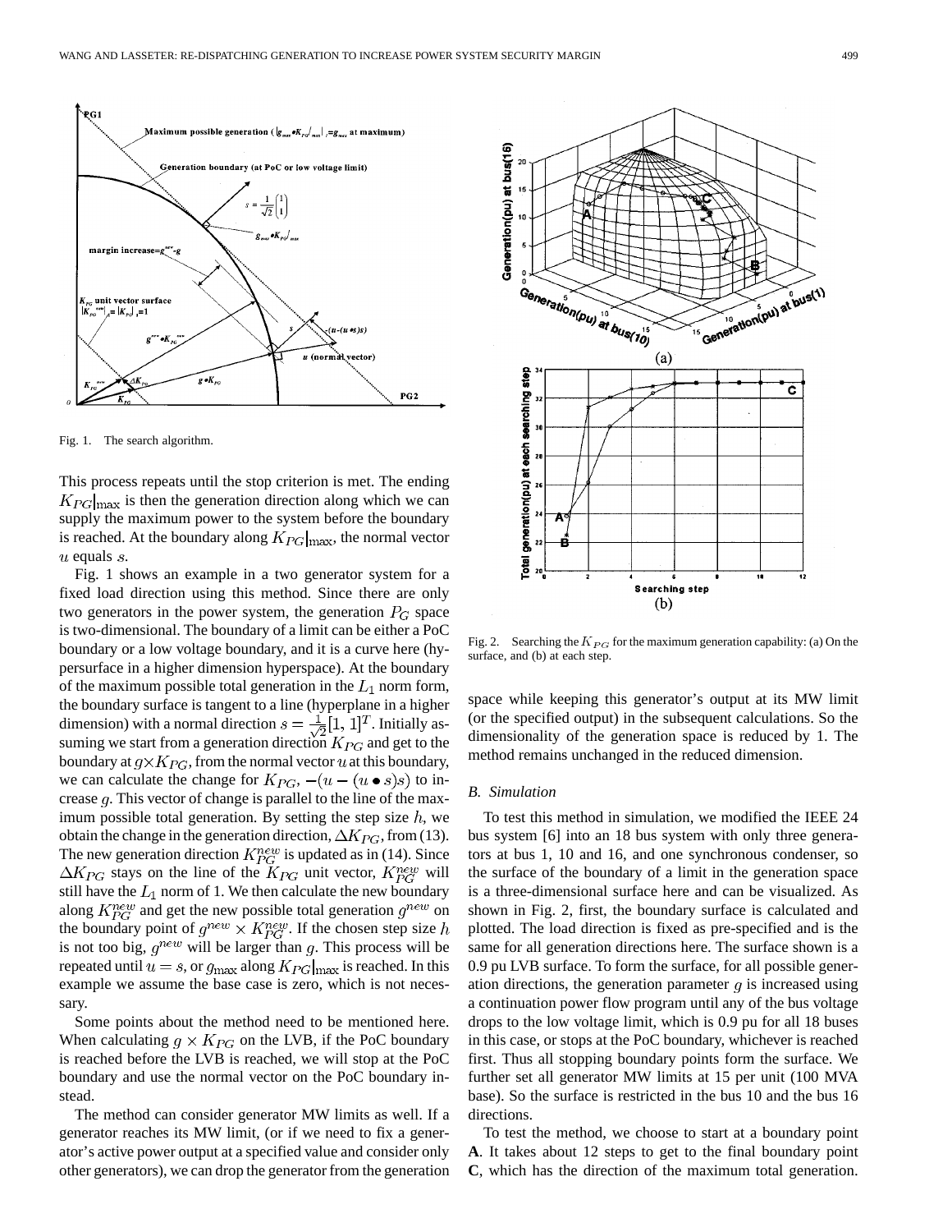Fig. 1. The search algorithm.

This process repeats until the stop criterion is met. The ending $K_{PG}|_{\max}$ is then the generation direction along which we can supply the maximum power to the system before the boundary is reached. At the boundary along $K_{PG}|_{\max}$, the normal vector $u$ equals $s$.

Fig. 1 shows an example in a two generator system for a fixed load direction using this method. Since there are only two generators in the power system, the generation $P_G$ space is two-dimensional. The boundary of a limit can be either a PoC boundary or a low voltage boundary, and it is a curve here (hypersurface in a higher dimension hyperspace). At the boundary of the maximum possible total generation in the $L_1$ norm form, the boundary surface is tangent to a line (hyperplane in a higher dimension) with a normal direction $s = \frac{1}{\sqrt{2}}[1, 1]^T$. Initially assuming we start from a generation direction $K_{PG}$ and get to the boundary at $g \times K_{PG}$, from the normal vector $u$ at this boundary, we can calculate the change for $K_{PG}$, $-(u - (u \bullet s)s)$ to increase $g$. This vector of change is parallel to the line of the maximum possible total generation. By setting the step size $h$, we obtain the change in the generation direction, $\Delta K_{PG}$, from (13). The new generation direction $K_{PG}^{new}$ is updated as in (14). Since $\Delta K_{PG}$ stays on the line of the $K_{PG}$ unit vector, $K_{PG}^{new}$ will still have the $L_1$ norm of 1. We then calculate the new boundary along $K_{PG}^{new}$ and get the new possible total generation $g^{new}$ on the boundary point of $g^{new} \times K_{PG}^{new}$. If the chosen step size $h$ is not too big, $g^{new}$ will be larger than $g$. This process will be repeated until $u = s$, or $g_{\max}$ along $K_{PG}|_{\max}$ is reached. In this example we assume the base case is zero, which is not necessary.

Some points about the method need to be mentioned here. When calculating $g \times K_{PG}$ on the LVB, if the PoC boundary is reached before the LVB is reached, we will stop at the PoC boundary and use the normal vector on the PoC boundary instead.

The method can consider generator MW limits as well. If a generator reaches its MW limit, (or if we need to fix a generator's active power output at a specified value and consider only other generators), we can drop the generator from the generation space while keeping this generator's output at its MW limit (or the specified output) in the subsequent calculations. So the dimensionality of the generation space is reduced by 1. The method remains unchanged in the reduced dimension.

Fig. 2. Searching the $K_{PG}$ for the maximum generation capability: (a) On the surface, and (b) at each step.

### B. Simulation

To test this method in simulation, we modified the IEEE 24 bus system [6] into an 18 bus system with only three generators at bus 1, 10 and 16, and one synchronous condenser, so the surface of the boundary of a limit in the generation space is a three-dimensional surface here and can be visualized. As shown in Fig. 2, first, the boundary surface is calculated and plotted. The load direction is fixed as pre-specified and is the same for all generation directions here. The surface shown is a 0.9 pu LVB surface. To form the surface, for all possible generation directions, the generation parameter $g$ is increased using a continuation power flow program until any of the bus voltage drops to the low voltage limit, which is 0.9 pu for all 18 buses in this case, or stops at the PoC boundary, whichever is reached first. Thus all stopping boundary points form the surface. We further set all generator MW limits at 15 per unit (100 MVA base). So the surface is restricted in the bus 10 and the bus 16 directions.

To test the method, we choose to start at a boundary point **A**. It takes about 12 steps to get to the final boundary point **C**, which has the direction of the maximum total generation.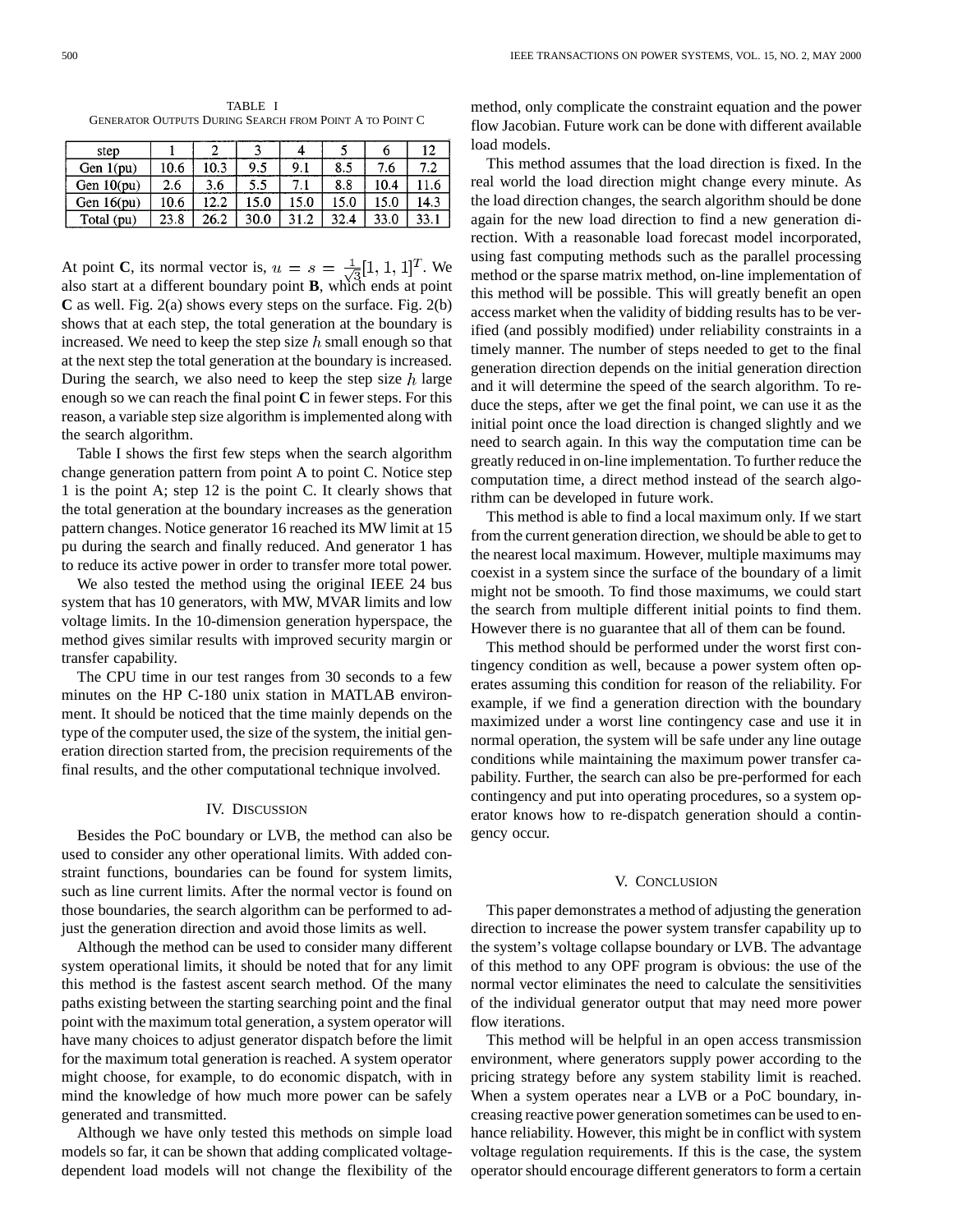TABLE I
GENERATOR OUTPUTS DURING SEARCH FROM POINT A TO POINT C

| step | 1 | 2 | 3 | 4 | 5 | 6 | 12 |
|---|---|---|---|---|---|---|---|
| Gen 1(pu) | 10.6 | 10.3 | 9.5 | 9.1 | 8.5 | 7.6 | 7.2 |
| Gen 10(pu) | 2.6 | 3.6 | 5.5 | 7.1 | 8.8 | 10.4 | 11.6 |
| Gen 16(pu) | 10.6 | 12.2 | 15.0 | 15.0 | 15.0 | 15.0 | 14.3 |
| Total (pu) | 23.8 | 26.2 | 30.0 | 31.2 | 32.4 | 33.0 | 33.1 |

At point **C**, its normal vector is, $u = s = \frac{1}{\sqrt{3}}[1, 1, 1]^T$. We also start at a different boundary point **B**, which ends at point **C** as well. Fig. 2(a) shows every steps on the surface. Fig. 2(b) shows that at each step, the total generation at the boundary is increased. We need to keep the step size $h$ small enough so that at the next step the total generation at the boundary is increased. During the search, we also need to keep the step size $h$ large enough so we can reach the final point **C** in fewer steps. For this reason, a variable step size algorithm is implemented along with the search algorithm.

Table I shows the first few steps when the search algorithm change generation pattern from point A to point C. Notice step 1 is the point A; step 12 is the point C. It clearly shows that the total generation at the boundary increases as the generation pattern changes. Notice generator 16 reached its MW limit at 15 pu during the search and finally reduced. And generator 1 has to reduce its active power in order to transfer more total power.

We also tested the method using the original IEEE 24 bus system that has 10 generators, with MW, MVAR limits and low voltage limits. In the 10-dimension generation hyperspace, the method gives similar results with improved security margin or transfer capability.

The CPU time in our test ranges from 30 seconds to a few minutes on the HP C-180 unix station in MATLAB environment. It should be noticed that the time mainly depends on the type of the computer used, the size of the system, the initial generation direction started from, the precision requirements of the final results, and the other computational technique involved.

## IV. Discussion

Besides the PoC boundary or LVB, the method can also be used to consider any other operational limits. With added constraint functions, boundaries can be found for system limits, such as line current limits. After the normal vector is found on those boundaries, the search algorithm can be performed to adjust the generation direction and avoid those limits as well.

Although the method can be used to consider many different system operational limits, it should be noted that for any limit this method is the fastest ascent search method. Of the many paths existing between the starting searching point and the final point with the maximum total generation, a system operator will have many choices to adjust generator dispatch before the limit for the maximum total generation is reached. A system operator might choose, for example, to do economic dispatch, with in mind the knowledge of how much more power can be safely generated and transmitted.

Although we have only tested this methods on simple load models so far, it can be shown that adding complicated voltage-dependent load models will not change the flexibility of the method, only complicate the constraint equation and the power flow Jacobian. Future work can be done with different available load models.

This method assumes that the load direction is fixed. In the real world the load direction might change every minute. As the load direction changes, the search algorithm should be done again for the new load direction to find a new generation direction. With a reasonable load forecast model incorporated, using fast computing methods such as the parallel processing method or the sparse matrix method, on-line implementation of this method will be possible. This will greatly benefit an open access market when the validity of bidding results has to be verified (and possibly modified) under reliability constraints in a timely manner. The number of steps needed to get to the final generation direction depends on the initial generation direction and it will determine the speed of the search algorithm. To reduce the steps, after we get the final point, we can use it as the initial point once the load direction is changed slightly and we need to search again. In this way the computation time can be greatly reduced in on-line implementation. To further reduce the computation time, a direct method instead of the search algorithm can be developed in future work.

This method is able to find a local maximum only. If we start from the current generation direction, we should be able to get to the nearest local maximum. However, multiple maximums may coexist in a system since the surface of the boundary of a limit might not be smooth. To find those maximums, we could start the search from multiple different initial points to find them. However there is no guarantee that all of them can be found.

This method should be performed under the worst first contingency condition as well, because a power system often operates assuming this condition for reason of the reliability. For example, if we find a generation direction with the boundary maximized under a worst line contingency case and use it in normal operation, the system will be safe under any line outage conditions while maintaining the maximum power transfer capability. Further, the search can also be pre-performed for each contingency and put into operating procedures, so a system operator knows how to re-dispatch generation should a contingency occur.

## V. Conclusion

This paper demonstrates a method of adjusting the generation direction to increase the power system transfer capability up to the system's voltage collapse boundary or LVB. The advantage of this method to any OPF program is obvious: the use of the normal vector eliminates the need to calculate the sensitivities of the individual generator output that may need more power flow iterations.

This method will be helpful in an open access transmission environment, where generators supply power according to the pricing strategy before any system stability limit is reached. When a system operates near a LVB or a PoC boundary, increasing reactive power generation sometimes can be used to enhance reliability. However, this might be in conflict with system voltage regulation requirements. If this is the case, the system operator should encourage different generators to form a certain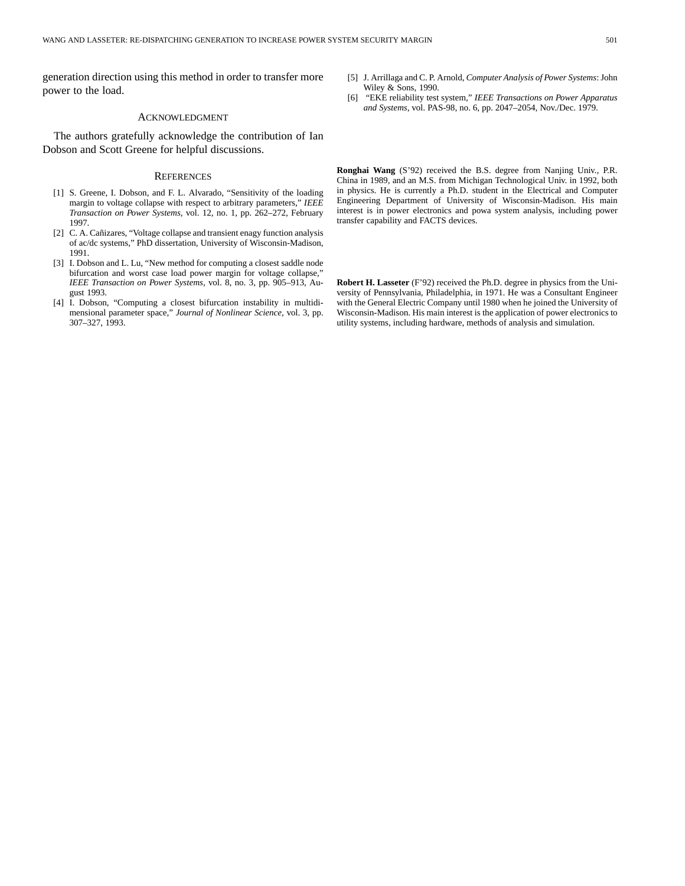generation direction using this method in order to transfer more power to the load.

## Acknowledgment

The authors gratefully acknowledge the contribution of Ian Dobson and Scott Greene for helpful discussions.

## References

[1] S. Greene, I. Dobson, and F. L. Alvarado, "Sensitivity of the loading margin to voltage collapse with respect to arbitrary parameters," *IEEE Transaction on Power Systems*, vol. 12, no. 1, pp. 262–272, February 1997.

[2] C. A. Cañizares, "Voltage collapse and transient enagy function analysis of ac/dc systems," PhD dissertation, University of Wisconsin-Madison, 1991.

[3] I. Dobson and L. Lu, "New method for computing a closest saddle node bifurcation and worst case load power margin for voltage collapse," *IEEE Transaction on Power Systems*, vol. 8, no. 3, pp. 905–913, August 1993.

[4] I. Dobson, "Computing a closest bifurcation instability in multidimensional parameter space," *Journal of Nonlinear Science*, vol. 3, pp. 307–327, 1993.

[5] J. Arrillaga and C. P. Arnold, *Computer Analysis of Power Systems*: John Wiley & Sons, 1990.

[6] "EKE reliability test system," *IEEE Transactions on Power Apparatus and Systems*, vol. PAS-98, no. 6, pp. 2047–2054, Nov./Dec. 1979.

**Ronghai Wang** (S'92) received the B.S. degree from Nanjing Univ., P.R. China in 1989, and an M.S. from Michigan Technological Univ. in 1992, both in physics. He is currently a Ph.D. student in the Electrical and Computer Engineering Department of University of Wisconsin-Madison. His main interest is in power electronics and powa system analysis, including power transfer capability and FACTS devices.

**Robert H. Lasseter** (F'92) received the Ph.D. degree in physics from the University of Pennsylvania, Philadelphia, in 1971. He was a Consultant Engineer with the General Electric Company until 1980 when he joined the University of Wisconsin-Madison. His main interest is the application of power electronics to utility systems, including hardware, methods of analysis and simulation.